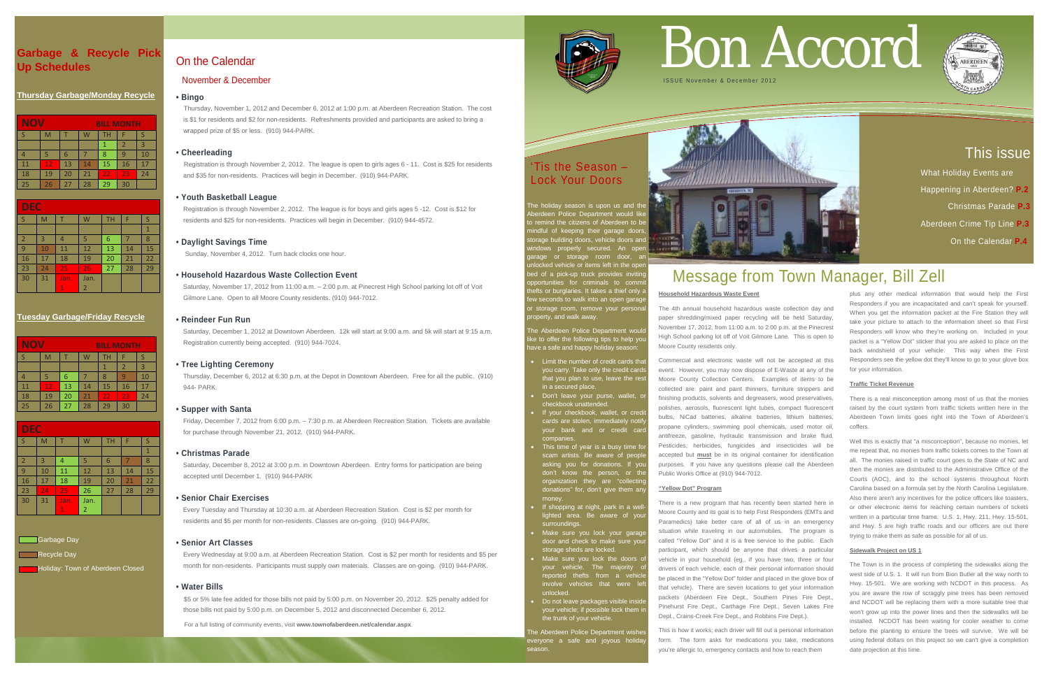# Bon Accord

ISSUE November & December 2012

## Garbage & Recycle Pick Up Schedules

### Thursday Garbage/Monday Recycle

| NOV | | | | BILL MONTH | | |
|---|---|---|---|---|---|---|
| S | M | T | W | TH | F | S |
| | | | | 1 | 2 | 3 |
| 4 | 5 | 6 | 7 | 8 | 9 | 10 |
| 11 | 12 | 13 | 14 | 15 | 16 | 17 |
| 18 | 19 | 20 | 21 | 22 | 23 | 24 |
| 25 | 26 | 27 | 28 | 29 | 30 | |

| DEC | | | | | | |
|---|---|---|---|---|---|---|
| S | M | T | W | TH | F | S |
| | | | | | | 1 |
| 2 | 3 | 4 | 5 | 6 | 7 | 8 |
| 9 | 10 | 11 | 12 | 13 | 14 | 15 |
| 16 | 17 | 18 | 19 | 20 | 21 | 22 |
| 23 | 24 | 25 | 26 | 27 | 28 | 29 |
| 30 | 31 | Jan. 1 | Jan. 2 | | | |

### Tuesday Garbage/Friday Recycle

| NOV | | | | BILL MONTH | | |
|---|---|---|---|---|---|---|
| S | M | T | W | TH | F | S |
| | | | | 1 | 2 | 3 |
| 4 | 5 | 6 | 7 | 8 | 9 | 10 |
| 11 | 12 | 13 | 14 | 15 | 16 | 17 |
| 18 | 19 | 20 | 21 | 22 | 23 | 24 |
| 25 | 26 | 27 | 28 | 29 | 30 | |

| DEC | | | | | | |
|---|---|---|---|---|---|---|
| S | M | T | W | TH | F | S |
| | | | | | | 1 |
| 2 | 3 | 4 | 5 | 6 | 7 | 8 |
| 9 | 10 | 11 | 12 | 13 | 14 | 15 |
| 16 | 17 | 18 | 19 | 20 | 21 | 22 |
| 23 | 24 | 25 | 26 | 27 | 28 | 29 |
| 30 | 31 | Jan. 1 | Jan. 2 | | | |

Garbage Day

Recycle Day

Holiday: Town of Aberdeen Closed

## On the Calendar

### November & December

**• Bingo**

Thursday, November 1, 2012 and December 6, 2012 at 1:00 p.m. at Aberdeen Recreation Station. The cost is $1 for residents and $2 for non-residents. Refreshments provided and participants are asked to bring a wrapped prize of $5 or less. (910) 944-PARK.

**• Cheerleading**

Registration is through November 2, 2012. The league is open to girls ages 6 - 11. Cost is $25 for residents and $35 for non-residents. Practices will begin in December. (910) 944-PARK.

**• Youth Basketball League**

Registration is through November 2, 2012. The league is for boys and girls ages 5 -12. Cost is $12 for residents and $25 for non-residents. Practices will begin in December. (910) 944-4572.

**• Daylight Savings Time**

Sunday, November 4, 2012. Turn back clocks one hour.

**• Household Hazardous Waste Collection Event**

Saturday, November 17, 2012 from 11:00 a.m. – 2:00 p.m. at Pinecrest High School parking lot off of Voit Gilmore Lane. Open to all Moore County residents. (910) 944-7012.

**• Reindeer Fun Run**

Saturday, December 1, 2012 at Downtown Aberdeen. 12k will start at 9:00 a.m. and 5k will start at 9:15 a.m. Registration currently being accepted. (910) 944-7024.

**• Tree Lighting Ceremony**

Thursday, December 6, 2012 at 6:30 p.m. at the Depot in Downtown Aberdeen. Free for all the public. (910) 944- PARK.

**• Supper with Santa**

Friday, December 7, 2012 from 6:00 p.m. – 7:30 p.m. at Aberdeen Recreation Station. Tickets are available for purchase through November 21, 2012. (910) 944-PARK.

**• Christmas Parade**

Saturday, December 8, 2012 at 3:00 p.m. in Downtown Aberdeen. Entry forms for participation are being accepted until December 1. (910) 944-PARK

**• Senior Chair Exercises**

Every Tuesday and Thursday at 10:30 a.m. at Aberdeen Recreation Station. Cost is $2 per month for residents and $5 per month for non-residents. Classes are on-going. (910) 944-PARK.

**• Senior Art Classes**

Every Wednesday at 9:00 a.m. at Aberdeen Recreation Station. Cost is $2 per month for residents and $5 per month for non-residents. Participants must supply own materials. Classes are on-going. (910) 944-PARK.

**• Water Bills**

$5 or 5% late fee added for those bills not paid by 5:00 p.m. on November 20, 2012. $25 penalty added for those bills not paid by 5:00 p.m. on December 5, 2012 and disconnected December 6, 2012.

For a full listing of community events, visit **www.townofaberdeen.net/calendar.aspx**.

## This issue

What Holiday Events are Happening in Aberdeen? **P.2**

Christmas Parade **P.3**

Aberdeen Crime Tip Line **P.3**

On the Calendar **P.4**

## 'Tis the Season – Lock Your Doors

The holiday season is upon us and the Aberdeen Police Department would like to remind the citizens of Aberdeen to be mindful of keeping their garage doors, storage building doors, vehicle doors and windows properly secured. An open garage or storage room door, an unlocked vehicle or items left in the open bed of a pick-up truck provides inviting opportunities for criminals to commit thefts or burglaries. It takes a thief only a few seconds to walk into an open garage or storage room, remove your personal property, and walk away.

The Aberdeen Police Department would like to offer the following tips to help you have a safe and happy holiday season:

- Limit the number of credit cards that you carry. Take only the credit cards that you plan to use, leave the rest in a secured place.
- Don't leave your purse, wallet, or checkbook unattended.
- If your checkbook, wallet, or credit cards are stolen, immediately notify your bank and or credit card companies.
- This time of year is a busy time for scam artists. Be aware of people asking you for donations. If you don't know the person, or the organization they are "collecting donations" for, don't give them any money.
- If shopping at night, park in a well-lighted area. Be aware of your surroundings.
- Make sure you lock your garage door and check to make sure your storage sheds are locked.
- Make sure you lock the doors of your vehicle. The majority of reported thefts from a vehicle involve vehicles that were left unlocked.
- Do not leave packages visible inside your vehicle; if possible lock them in the trunk of your vehicle.

The Aberdeen Police Department wishes everyone a safe and joyous holiday season.

## Message from Town Manager, Bill Zell

**Household Hazardous Waste Event**

The 4th annual household hazardous waste collection day and paper shredding/mixed paper recycling will be held Saturday, November 17, 2012, from 11:00 a.m. to 2:00 p.m. at the Pinecrest High School parking lot off of Voit Gilmore Lane. This is open to Moore County residents only.

Commercial and electronic waste will not be accepted at this event. However, you may now dispose of E-Waste at any of the Moore County Collection Centers. Examples of items to be collected are: paint and paint thinners, furniture strippers and finishing products, solvents and degreasers, wood preservatives, polishes, aerosols, fluorescent light tubes, compact fluorescent bulbs, NiCad batteries, alkaline batteries, lithium batteries, propane cylinders, swimming pool chemicals, used motor oil, antifreeze, gasoline, hydraulic transmission and brake fluid. Pesticides, herbicides, fungicides and insecticides will be accepted but **must** be in its original container for identification purposes. If you have any questions please call the Aberdeen Public Works Office at (910) 944-7012.

**"Yellow Dot" Program**

There is a new program that has recently been started here in Moore County and its goal is to help First Responders (EMTs and Paramedics) take better care of all of us in an emergency situation while traveling in our automobiles. The program is called "Yellow Dot" and it is a free service to the public. Each participant, which should be anyone that drives a particular vehicle in your household (eg., if you have two, three or four drivers of each vehicle, each of their personal information should be placed in the "Yellow Dot" folder and placed in the glove box of that vehicle). There are seven locations to get your information packets (Aberdeen Fire Dept., Southern Pines Fire Dept., Pinehurst Fire Dept., Carthage Fire Dept., Seven Lakes Fire Dept., Crains-Creek Fire Dept., and Robbins Fire Dept.).

This is how it works; each driver will fill out a personal information form. The form asks for medications you take, medications you're allergic to, emergency contacts and how to reach them plus any other medical information that would help the First Responders if you are incapacitated and can't speak for yourself. When you get the information packet at the Fire Station they will take your picture to attach to the information sheet so that First Responders will know who they're working on. Included in your packet is a "Yellow Dot" sticker that you are asked to place on the back windshield of your vehicle. This way when the First Responders see the yellow dot they'll know to go to your glove box for your information.

**Traffic Ticket Revenue**

There is a real misconception among most of us that the monies raised by the court system from traffic tickets written here in the Aberdeen Town limits goes right into the Town of Aberdeen's coffers.

Well this is exactly that "a misconception", because no monies, let me repeat that, no monies from traffic tickets come to the Town at all. The monies raised in traffic court goes to the State of NC and then the monies are distributed to the Administrative Office of the Courts (AOC), and to the school systems throughout North Carolina based on a formula set by the North Carolina Legislature. Also there aren't any incentives for the police officers like toasters, or other electronic items for reaching certain numbers of tickets written in a particular time frame. U.S. 1, Hwy. 211, Hwy. 15-501, and Hwy. 5 are high traffic roads and our officers are out there trying to make them as safe as possible for all of us.

**Sidewalk Project on US 1**

The Town is in the process of completing the sidewalks along the west side of U.S. 1. It will run from Bion Butler all the way north to Hwy. 15-501. We are working with NCDOT in this process. As you are aware the row of scraggly pine trees has been removed and NCDOT will be replacing them with a more suitable tree that won't grow up into the power lines and then the sidewalks will be installed. NCDOT has been waiting for cooler weather to come before the planting to ensure the trees will survive. We will be using federal dollars on this project so we can't give a completion date projection at this time.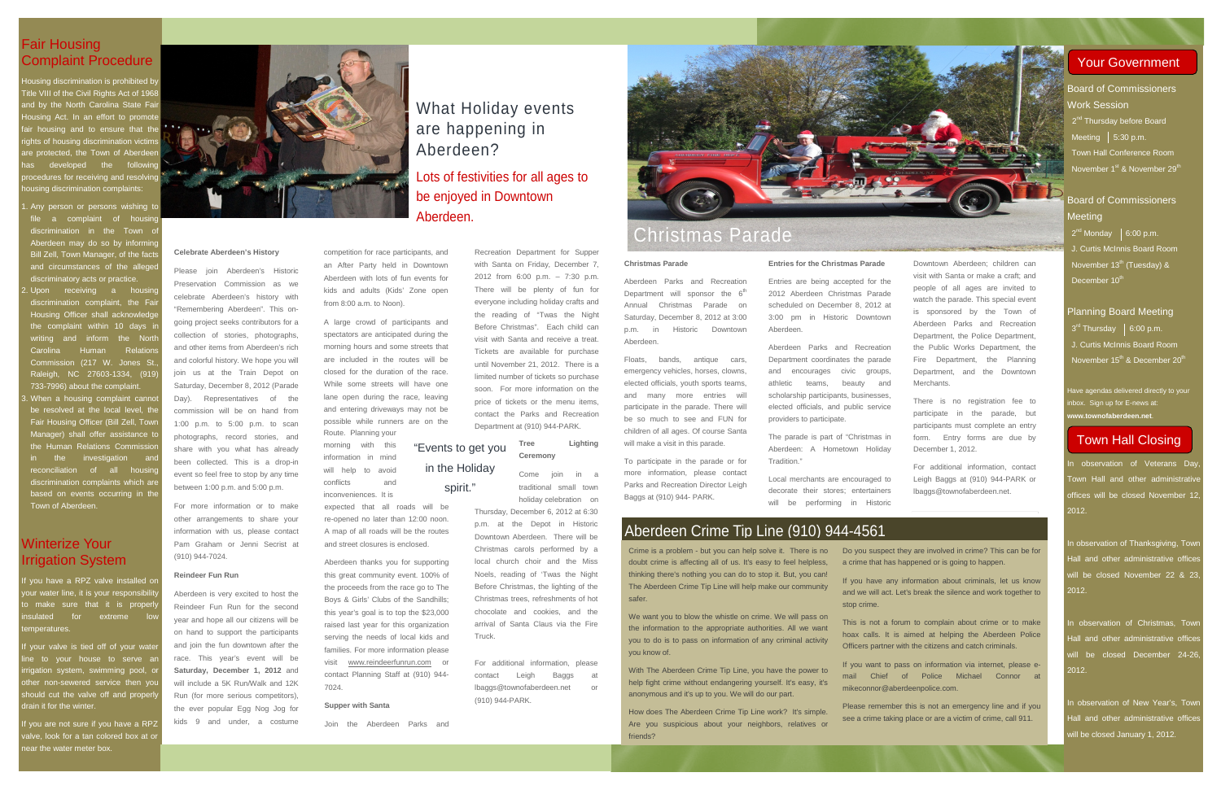## Fair Housing Complaint Procedure

Housing discrimination is prohibited by Title VIII of the Civil Rights Act of 1968 and by the North Carolina State Fair Housing Act. In an effort to promote fair housing and to ensure that the rights of housing discrimination victims are protected, the Town of Aberdeen has developed the following procedures for receiving and resolving housing discrimination complaints:

1. Any person or persons wishing to file a complaint of housing discrimination in the Town of Aberdeen may do so by informing Bill Zell, Town Manager, of the facts and circumstances of the alleged discriminatory acts or practice.
2. Upon receiving a housing discrimination complaint, the Fair Housing Officer shall acknowledge the complaint within 10 days in writing and inform the North Carolina Human Relations Commission (217 W. Jones St., Raleigh, NC 27603-1334, (919) 733-7996) about the complaint.
3. When a housing complaint cannot be resolved at the local level, the Fair Housing Officer (Bill Zell, Town Manager) shall offer assistance to the Human Relations Commission in the investigation and reconciliation of all housing discrimination complaints which are based on events occurring in the Town of Aberdeen.

## Winterize Your Irrigation System

If you have a RPZ valve installed on your water line, it is your responsibility to make sure that it is properly insulated for extreme low temperatures.

If your valve is tied off of your water line to your house to serve an irrigation system, swimming pool, or other non-sewered service then you should cut the valve off and properly drain it for the winter.

If you are not sure if you have a RPZ valve, look for a tan colored box at or near the water meter box.

# What Holiday events are happening in Aberdeen?

Lots of festivities for all ages to be enjoyed in Downtown Aberdeen.

### Celebrate Aberdeen's History

Please join Aberdeen's Historic Preservation Commission as we celebrate Aberdeen's history with "Remembering Aberdeen". This on-going project seeks contributors for a collection of stories, photographs, and other items from Aberdeen's rich and colorful history. We hope you will join us at the Train Depot on Saturday, December 8, 2012 (Parade Day). Representatives of the commission will be on hand from 1:00 p.m. to 5:00 p.m. to scan photographs, record stories, and share with you what has already been collected. This is a drop-in event so feel free to stop by any time between 1:00 p.m. and 5:00 p.m.

For more information or to make other arrangements to share your information with us, please contact Pam Graham or Jenni Secrist at (910) 944-7024.

### Reindeer Fun Run

Aberdeen is very excited to host the Reindeer Fun Run for the second year and hope all our citizens will be on hand to support the participants and join the fun downtown after the race. This year's event will be **Saturday, December 1, 2012** and will include a 5K Run/Walk and 12K Run (for more serious competitors), the ever popular Egg Nog Jog for kids 9 and under, a costume competition for race participants, and an After Party held in Downtown Aberdeen with lots of fun events for kids and adults (Kids' Zone open from 8:00 a.m. to Noon).

A large crowd of participants and spectators are anticipated during the morning hours and some streets that are included in the routes will be closed for the duration of the race. While some streets will have one lane open during the race, leaving and entering driveways may not be possible while runners are on the Route. Planning your morning with this information in mind will help to avoid conflicts and inconveniences. It is expected that all roads will be re-opened no later than 12:00 noon. A map of all roads will be the routes and street closures is enclosed.

"Events to get you in the Holiday spirit."

Aberdeen thanks you for supporting this great community event. 100% of the proceeds from the race go to The Boys & Girls' Clubs of the Sandhills; this year's goal is to top the $23,000 raised last year for this organization serving the needs of local kids and families. For more information please visit www.reindeerfunrun.com or contact Planning Staff at (910) 944-7024.

### Supper with Santa

Join the Aberdeen Parks and Recreation Department for Supper with Santa on Friday, December 7, 2012 from 6:00 p.m. – 7:30 p.m. There will be plenty of fun for everyone including holiday crafts and the reading of "Twas the Night Before Christmas". Each child can visit with Santa and receive a treat. Tickets are available for purchase until November 21, 2012. There is a limited number of tickets so purchase soon. For more information on the price of tickets or the menu items, contact the Parks and Recreation Department at (910) 944-PARK.

### Tree Lighting Ceremony

Come join in a traditional small town holiday celebration on Thursday, December 6, 2012 at 6:30 p.m. at the Depot in Historic Downtown Aberdeen. There will be Christmas carols performed by a local church choir and the Miss Noels, reading of 'Twas the Night Before Christmas, the lighting of the Christmas trees, refreshments of hot chocolate and cookies, and the arrival of Santa Claus via the Fire Truck.

For additional information, please contact Leigh Baggs at lbaggs@townofaberdeen.net or (910) 944-PARK.

## Christmas Parade

### Christmas Parade

Aberdeen Parks and Recreation Department will sponsor the 6th Annual Christmas Parade on Saturday, December 8, 2012 at 3:00 p.m. in Historic Downtown Aberdeen.

Floats, bands, antique cars, emergency vehicles, horses, clowns, elected officials, youth sports teams, and many more entries will participate in the parade. There will be so much to see and FUN for children of all ages. Of course Santa will make a visit in the parade.

To participate in the parade or for more information, please contact Parks and Recreation Director Leigh Baggs at (910) 944- PARK.

### Entries for the Christmas Parade

Entries are being accepted for the 2012 Aberdeen Christmas Parade scheduled on December 8, 2012 at 3:00 pm in Historic Downtown Aberdeen.

Aberdeen Parks and Recreation Department coordinates the parade and encourages civic groups, athletic teams, beauty and scholarship participants, businesses, elected officials, and public service providers to participate.

The parade is part of "Christmas in Aberdeen: A Hometown Holiday Tradition."

Local merchants are encouraged to decorate their stores; entertainers will be performing in Historic Downtown Aberdeen; children can visit with Santa or make a craft; and people of all ages are invited to watch the parade. This special event is sponsored by the Town of Aberdeen Parks and Recreation Department, the Police Department, the Public Works Department, the Fire Department, the Planning Department, and the Downtown Merchants.

There is no registration fee to participate in the parade, but participants must complete an entry form. Entry forms are due by December 1, 2012.

For additional information, contact Leigh Baggs at (910) 944-PARK or lbaggs@townofaberdeen.net.

## Aberdeen Crime Tip Line (910) 944-4561

Crime is a problem - but you can help solve it. There is no doubt crime is affecting all of us. It's easy to feel helpless, thinking there's nothing you can do to stop it. But, you can! The Aberdeen Crime Tip Line will help make our community safer.

We want you to blow the whistle on crime. We will pass on the information to the appropriate authorities. All we want you to do is to pass on information of any criminal activity you know of.

With The Aberdeen Crime Tip Line, you have the power to help fight crime without endangering yourself. It's easy, it's anonymous and it's up to you. We will do our part.

How does The Aberdeen Crime Tip Line work? It's simple. Are you suspicious about your neighbors, relatives or friends?

Do you suspect they are involved in crime? This can be for a crime that has happened or is going to happen.

If you have any information about criminals, let us know and we will act. Let's break the silence and work together to stop crime.

This is not a forum to complain about crime or to make hoax calls. It is aimed at helping the Aberdeen Police Officers partner with the citizens and catch criminals.

If you want to pass on information via internet, please e-mail Chief of Police Michael Connor at mikeconnor@aberdeenpolice.com.

Please remember this is not an emergency line and if you see a crime taking place or are a victim of crime, call 911.

## Your Government

### Board of Commissioners Work Session

2nd Thursday before Board Meeting | 5:30 p.m.
Town Hall Conference Room
November 1st & November 29th

### Board of Commissioners Meeting

2nd Monday | 6:00 p.m.
J. Curtis McInnis Board Room
November 13th (Tuesday) & December 10th

### Planning Board Meeting

3rd Thursday | 6:00 p.m.
J. Curtis McInnis Board Room
November 15th & December 20th

Have agendas delivered directly to your inbox. Sign up for E-news at: **www.townofaberdeen.net**.

## Town Hall Closing

In observation of Veterans Day, Town Hall and other administrative offices will be closed November 12, 2012.

In observation of Thanksgiving, Town Hall and other administrative offices will be closed November 22 & 23, 2012.

In observation of Christmas, Town Hall and other administrative offices will be closed December 24-26, 2012.

In observation of New Year's, Town Hall and other administrative offices will be closed January 1, 2012.